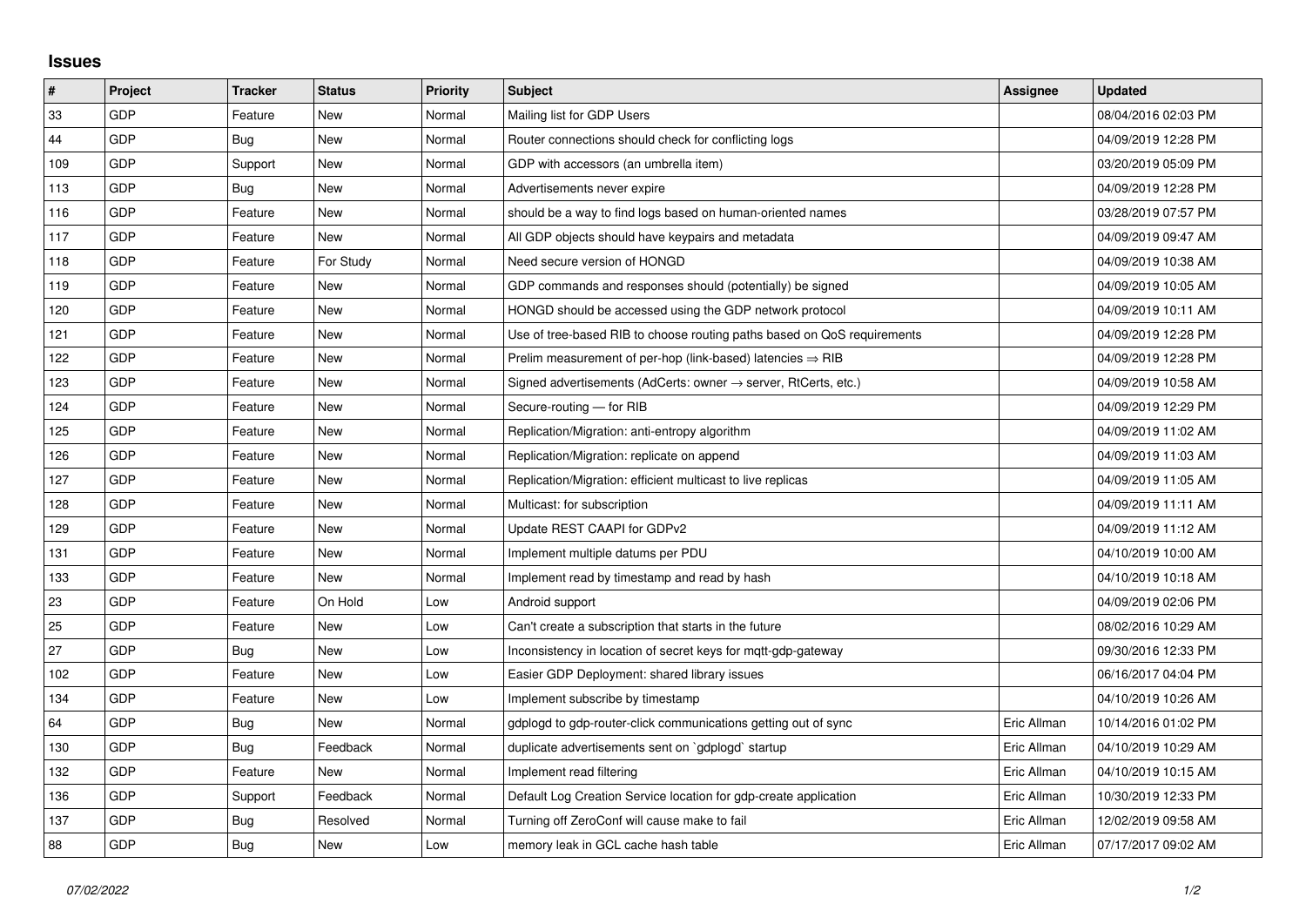## Issues

| # | Project | Tracker | Status | Priority | Subject | Assignee | Updated |
|---|---|---|---|---|---|---|---|
| 33 | GDP | Feature | New | Normal | Mailing list for GDP Users | | 08/04/2016 02:03 PM |
| 44 | GDP | Bug | New | Normal | Router connections should check for conflicting logs | | 04/09/2019 12:28 PM |
| 109 | GDP | Support | New | Normal | GDP with accessors (an umbrella item) | | 03/20/2019 05:09 PM |
| 113 | GDP | Bug | New | Normal | Advertisements never expire | | 04/09/2019 12:28 PM |
| 116 | GDP | Feature | New | Normal | should be a way to find logs based on human-oriented names | | 03/28/2019 07:57 PM |
| 117 | GDP | Feature | New | Normal | All GDP objects should have keypairs and metadata | | 04/09/2019 09:47 AM |
| 118 | GDP | Feature | For Study | Normal | Need secure version of HONGD | | 04/09/2019 10:38 AM |
| 119 | GDP | Feature | New | Normal | GDP commands and responses should (potentially) be signed | | 04/09/2019 10:05 AM |
| 120 | GDP | Feature | New | Normal | HONGD should be accessed using the GDP network protocol | | 04/09/2019 10:11 AM |
| 121 | GDP | Feature | New | Normal | Use of tree-based RIB to choose routing paths based on QoS requirements | | 04/09/2019 12:28 PM |
| 122 | GDP | Feature | New | Normal | Prelim measurement of per-hop (link-based) latencies ⇒ RIB | | 04/09/2019 12:28 PM |
| 123 | GDP | Feature | New | Normal | Signed advertisements (AdCerts: owner → server, RtCerts, etc.) | | 04/09/2019 10:58 AM |
| 124 | GDP | Feature | New | Normal | Secure-routing — for RIB | | 04/09/2019 12:29 PM |
| 125 | GDP | Feature | New | Normal | Replication/Migration: anti-entropy algorithm | | 04/09/2019 11:02 AM |
| 126 | GDP | Feature | New | Normal | Replication/Migration: replicate on append | | 04/09/2019 11:03 AM |
| 127 | GDP | Feature | New | Normal | Replication/Migration: efficient multicast to live replicas | | 04/09/2019 11:05 AM |
| 128 | GDP | Feature | New | Normal | Multicast: for subscription | | 04/09/2019 11:11 AM |
| 129 | GDP | Feature | New | Normal | Update REST CAAPI for GDPv2 | | 04/09/2019 11:12 AM |
| 131 | GDP | Feature | New | Normal | Implement multiple datums per PDU | | 04/10/2019 10:00 AM |
| 133 | GDP | Feature | New | Normal | Implement read by timestamp and read by hash | | 04/10/2019 10:18 AM |
| 23 | GDP | Feature | On Hold | Low | Android support | | 04/09/2019 02:06 PM |
| 25 | GDP | Feature | New | Low | Can't create a subscription that starts in the future | | 08/02/2016 10:29 AM |
| 27 | GDP | Bug | New | Low | Inconsistency in location of secret keys for mqtt-gdp-gateway | | 09/30/2016 12:33 PM |
| 102 | GDP | Feature | New | Low | Easier GDP Deployment: shared library issues | | 06/16/2017 04:04 PM |
| 134 | GDP | Feature | New | Low | Implement subscribe by timestamp | | 04/10/2019 10:26 AM |
| 64 | GDP | Bug | New | Normal | gdplogd to gdp-router-click communications getting out of sync | Eric Allman | 10/14/2016 01:02 PM |
| 130 | GDP | Bug | Feedback | Normal | duplicate advertisements sent on `gdplogd` startup | Eric Allman | 04/10/2019 10:29 AM |
| 132 | GDP | Feature | New | Normal | Implement read filtering | Eric Allman | 04/10/2019 10:15 AM |
| 136 | GDP | Support | Feedback | Normal | Default Log Creation Service location for gdp-create application | Eric Allman | 10/30/2019 12:33 PM |
| 137 | GDP | Bug | Resolved | Normal | Turning off ZeroConf will cause make to fail | Eric Allman | 12/02/2019 09:58 AM |
| 88 | GDP | Bug | New | Low | memory leak in GCL cache hash table | Eric Allman | 07/17/2017 09:02 AM |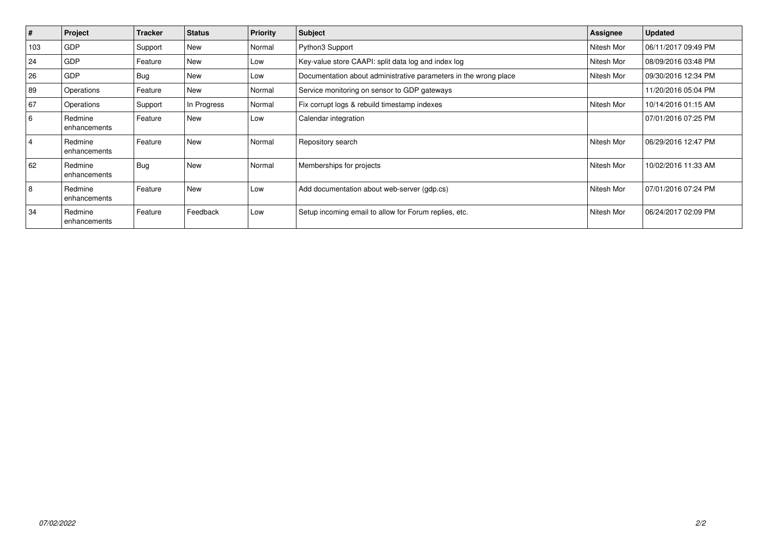| # | Project | Tracker | Status | Priority | Subject | Assignee | Updated |
|---|---|---|---|---|---|---|---|
| 103 | GDP | Support | New | Normal | Python3 Support | Nitesh Mor | 06/11/2017 09:49 PM |
| 24 | GDP | Feature | New | Low | Key-value store CAAPI: split data log and index log | Nitesh Mor | 08/09/2016 03:48 PM |
| 26 | GDP | Bug | New | Low | Documentation about administrative parameters in the wrong place | Nitesh Mor | 09/30/2016 12:34 PM |
| 89 | Operations | Feature | New | Normal | Service monitoring on sensor to GDP gateways | | 11/20/2016 05:04 PM |
| 67 | Operations | Support | In Progress | Normal | Fix corrupt logs & rebuild timestamp indexes | Nitesh Mor | 10/14/2016 01:15 AM |
| 6 | Redmine enhancements | Feature | New | Low | Calendar integration | | 07/01/2016 07:25 PM |
| 4 | Redmine enhancements | Feature | New | Normal | Repository search | Nitesh Mor | 06/29/2016 12:47 PM |
| 62 | Redmine enhancements | Bug | New | Normal | Memberships for projects | Nitesh Mor | 10/02/2016 11:33 AM |
| 8 | Redmine enhancements | Feature | New | Low | Add documentation about web-server (gdp.cs) | Nitesh Mor | 07/01/2016 07:24 PM |
| 34 | Redmine enhancements | Feature | Feedback | Low | Setup incoming email to allow for Forum replies, etc. | Nitesh Mor | 06/24/2017 02:09 PM |